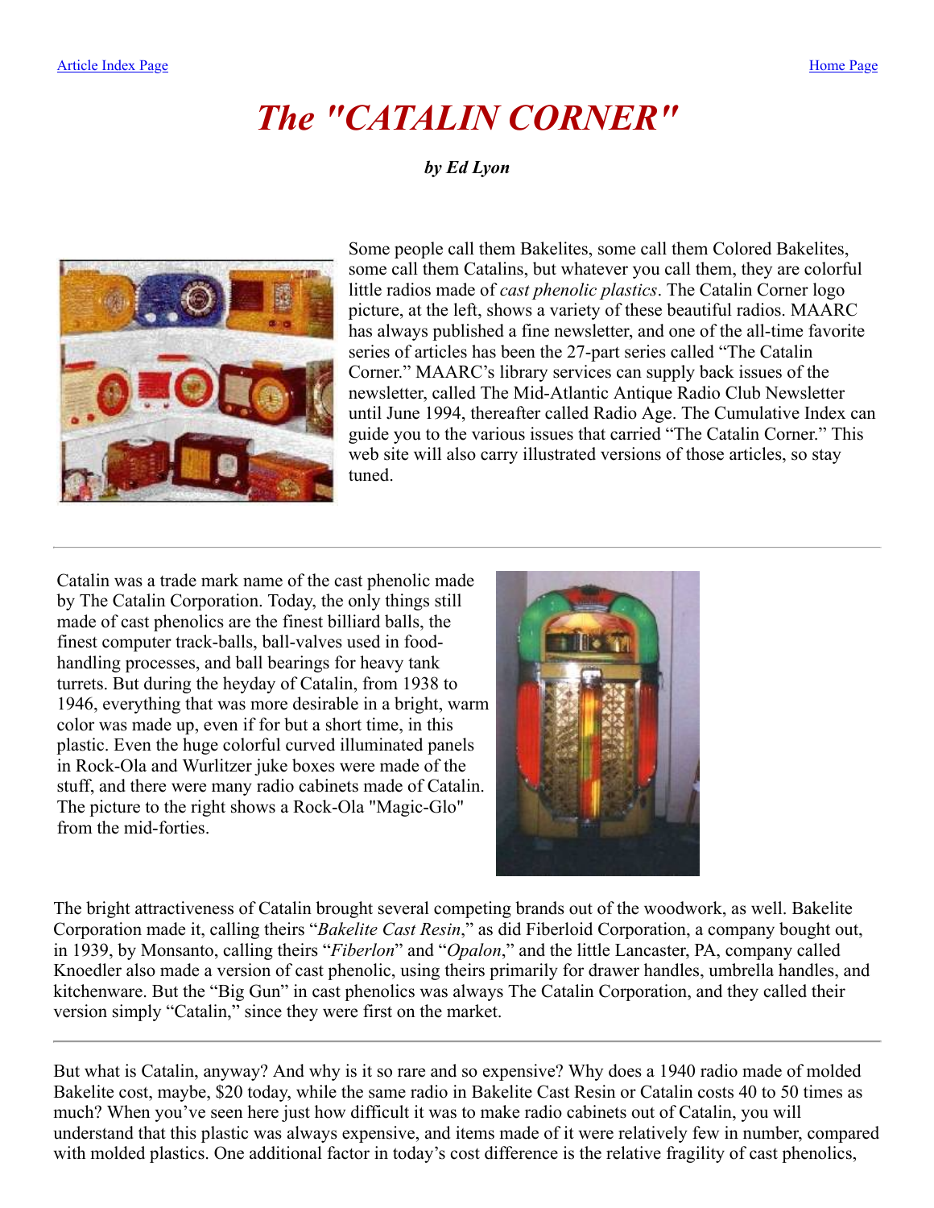[Article Index Page] [Home Page]

# The "CATALIN CORNER"

***by Ed Lyon***

Some people call them Bakelites, some call them Colored Bakelites, some call them Catalins, but whatever you call them, they are colorful little radios made of *cast phenolic plastics*. The Catalin Corner logo picture, at the left, shows a variety of these beautiful radios. MAARC has always published a fine newsletter, and one of the all-time favorite series of articles has been the 27-part series called "The Catalin Corner." MAARC's library services can supply back issues of the newsletter, called The Mid-Atlantic Antique Radio Club Newsletter until June 1994, thereafter called Radio Age. The Cumulative Index can guide you to the various issues that carried "The Catalin Corner." This web site will also carry illustrated versions of those articles, so stay tuned.

---

Catalin was a trade mark name of the cast phenolic made by The Catalin Corporation. Today, the only things still made of cast phenolics are the finest billiard balls, the finest computer track-balls, ball-valves used in food-handling processes, and ball bearings for heavy tank turrets. But during the heyday of Catalin, from 1938 to 1946, everything that was more desirable in a bright, warm color was made up, even if for but a short time, in this plastic. Even the huge colorful curved illuminated panels in Rock-Ola and Wurlitzer juke boxes were made of the stuff, and there were many radio cabinets made of Catalin. The picture to the right shows a Rock-Ola "Magic-Glo" from the mid-forties.

The bright attractiveness of Catalin brought several competing brands out of the woodwork, as well. Bakelite Corporation made it, calling theirs "*Bakelite Cast Resin*," as did Fiberloid Corporation, a company bought out, in 1939, by Monsanto, calling theirs "*Fiberlon*" and "*Opalon*," and the little Lancaster, PA, company called Knoedler also made a version of cast phenolic, using theirs primarily for drawer handles, umbrella handles, and kitchenware. But the "Big Gun" in cast phenolics was always The Catalin Corporation, and they called their version simply "Catalin," since they were first on the market.

---

But what is Catalin, anyway? And why is it so rare and so expensive? Why does a 1940 radio made of molded Bakelite cost, maybe, $20 today, while the same radio in Bakelite Cast Resin or Catalin costs 40 to 50 times as much? When you've seen here just how difficult it was to make radio cabinets out of Catalin, you will understand that this plastic was always expensive, and items made of it were relatively few in number, compared with molded plastics. One additional factor in today's cost difference is the relative fragility of cast phenolics,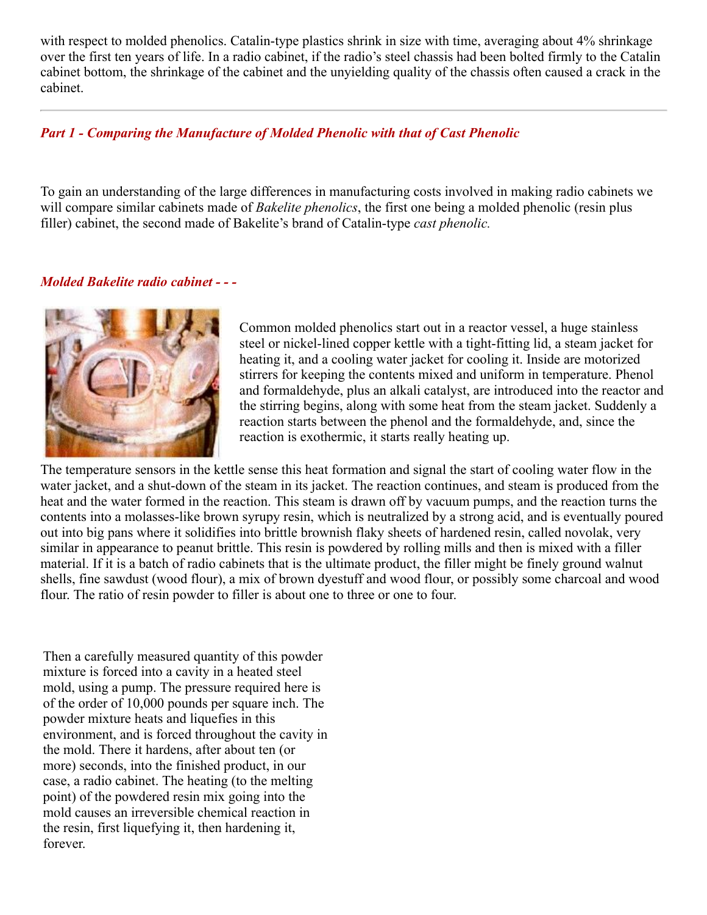with respect to molded phenolics. Catalin-type plastics shrink in size with time, averaging about 4% shrinkage over the first ten years of life. In a radio cabinet, if the radio's steel chassis had been bolted firmly to the Catalin cabinet bottom, the shrinkage of the cabinet and the unyielding quality of the chassis often caused a crack in the cabinet.

---

## *Part 1 - Comparing the Manufacture of Molded Phenolic with that of Cast Phenolic*

To gain an understanding of the large differences in manufacturing costs involved in making radio cabinets we will compare similar cabinets made of *Bakelite phenolics*, the first one being a molded phenolic (resin plus filler) cabinet, the second made of Bakelite's brand of Catalin-type *cast phenolic.*

### *Molded Bakelite radio cabinet - - -*

Common molded phenolics start out in a reactor vessel, a huge stainless steel or nickel-lined copper kettle with a tight-fitting lid, a steam jacket for heating it, and a cooling water jacket for cooling it. Inside are motorized stirrers for keeping the contents mixed and uniform in temperature. Phenol and formaldehyde, plus an alkali catalyst, are introduced into the reactor and the stirring begins, along with some heat from the steam jacket. Suddenly a reaction starts between the phenol and the formaldehyde, and, since the reaction is exothermic, it starts really heating up.

The temperature sensors in the kettle sense this heat formation and signal the start of cooling water flow in the water jacket, and a shut-down of the steam in its jacket. The reaction continues, and steam is produced from the heat and the water formed in the reaction. This steam is drawn off by vacuum pumps, and the reaction turns the contents into a molasses-like brown syrupy resin, which is neutralized by a strong acid, and is eventually poured out into big pans where it solidifies into brittle brownish flaky sheets of hardened resin, called novolak, very similar in appearance to peanut brittle. This resin is powdered by rolling mills and then is mixed with a filler material. If it is a batch of radio cabinets that is the ultimate product, the filler might be finely ground walnut shells, fine sawdust (wood flour), a mix of brown dyestuff and wood flour, or possibly some charcoal and wood flour. The ratio of resin powder to filler is about one to three or one to four.

Then a carefully measured quantity of this powder mixture is forced into a cavity in a heated steel mold, using a pump. The pressure required here is of the order of 10,000 pounds per square inch. The powder mixture heats and liquefies in this environment, and is forced throughout the cavity in the mold. There it hardens, after about ten (or more) seconds, into the finished product, in our case, a radio cabinet. The heating (to the melting point) of the powdered resin mix going into the mold causes an irreversible chemical reaction in the resin, first liquefying it, then hardening it, forever.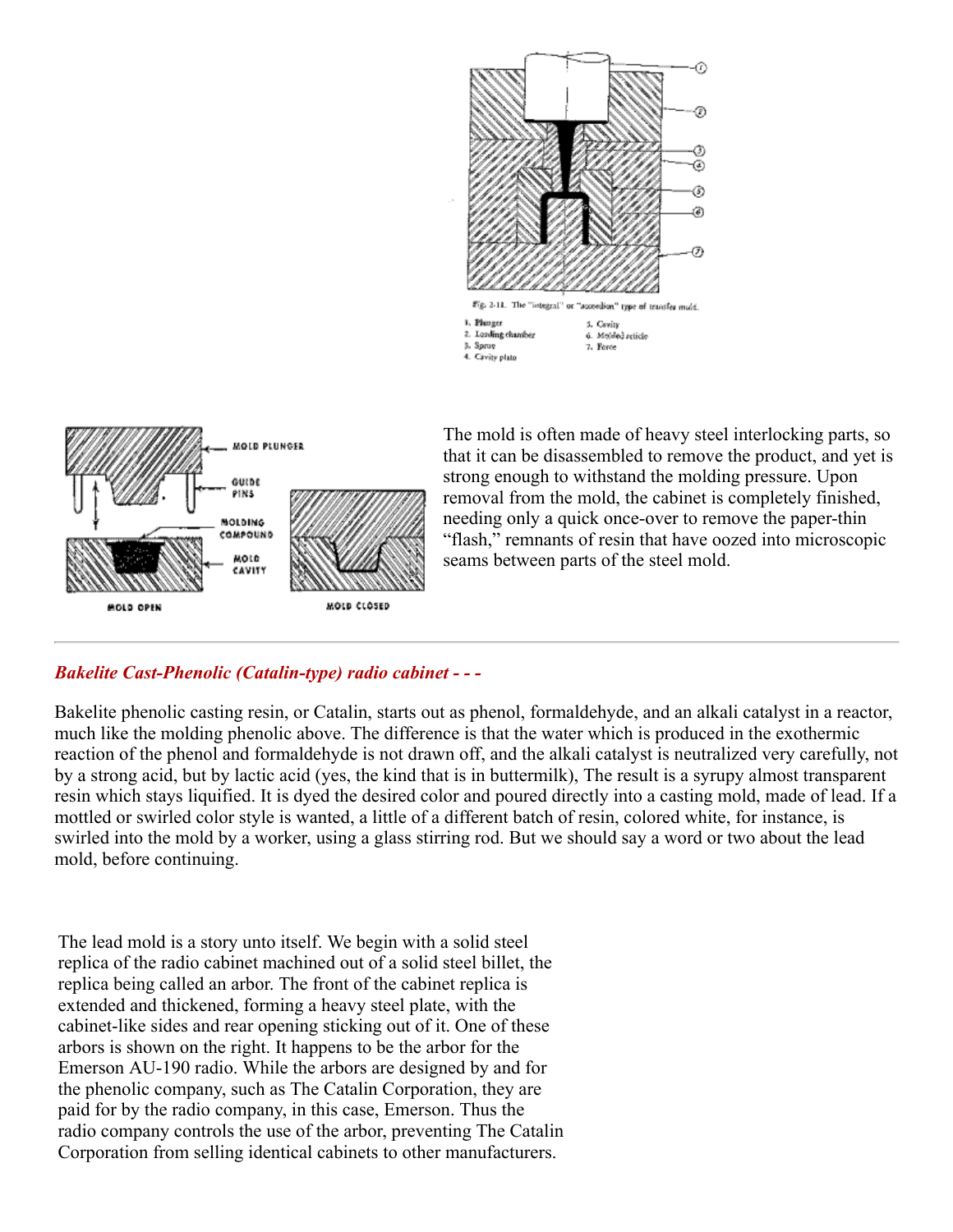Fig. 2-11. The "integral" or "accordion" type of transfer mold.

1. Plunger
2. Loading chamber
3. Sprue
4. Cavity plate
5. Cavity
6. Molded article
7. Force

MOLD PLUNGER

GUIDE PINS

MOLDING COMPOUND

MOLD CAVITY

MOLD OPEN

MOLD CLOSED

The mold is often made of heavy steel interlocking parts, so that it can be disassembled to remove the product, and yet is strong enough to withstand the molding pressure. Upon removal from the mold, the cabinet is completely finished, needing only a quick once-over to remove the paper-thin "flash," remnants of resin that have oozed into microscopic seams between parts of the steel mold.

---

***Bakelite Cast-Phenolic (Catalin-type) radio cabinet - - -***

Bakelite phenolic casting resin, or Catalin, starts out as phenol, formaldehyde, and an alkali catalyst in a reactor, much like the molding phenolic above. The difference is that the water which is produced in the exothermic reaction of the phenol and formaldehyde is not drawn off, and the alkali catalyst is neutralized very carefully, not by a strong acid, but by lactic acid (yes, the kind that is in buttermilk), The result is a syrupy almost transparent resin which stays liquified. It is dyed the desired color and poured directly into a casting mold, made of lead. If a mottled or swirled color style is wanted, a little of a different batch of resin, colored white, for instance, is swirled into the mold by a worker, using a glass stirring rod. But we should say a word or two about the lead mold, before continuing.

The lead mold is a story unto itself. We begin with a solid steel replica of the radio cabinet machined out of a solid steel billet, the replica being called an arbor. The front of the cabinet replica is extended and thickened, forming a heavy steel plate, with the cabinet-like sides and rear opening sticking out of it. One of these arbors is shown on the right. It happens to be the arbor for the Emerson AU-190 radio. While the arbors are designed by and for the phenolic company, such as The Catalin Corporation, they are paid for by the radio company, in this case, Emerson. Thus the radio company controls the use of the arbor, preventing The Catalin Corporation from selling identical cabinets to other manufacturers.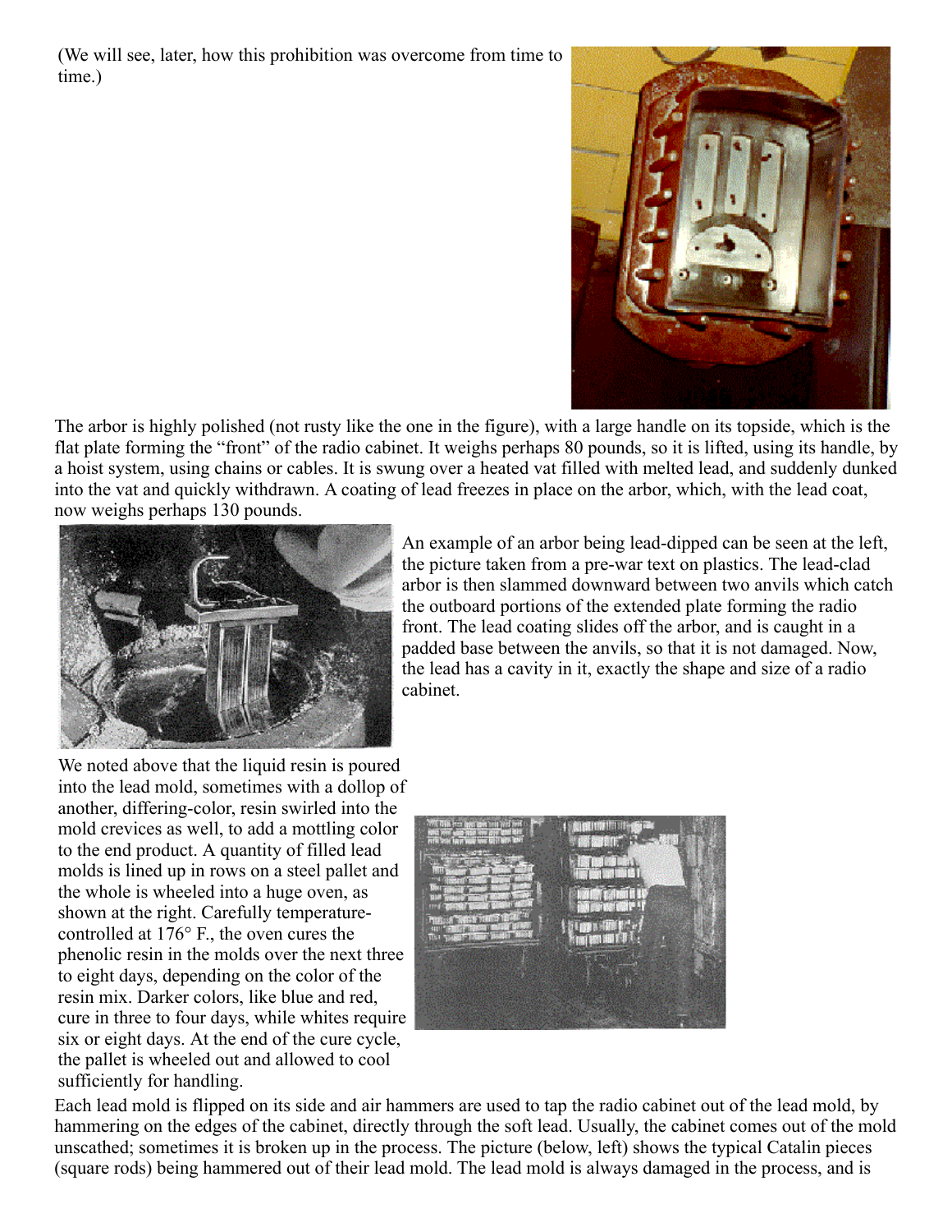(We will see, later, how this prohibition was overcome from time to time.)

The arbor is highly polished (not rusty like the one in the figure), with a large handle on its topside, which is the flat plate forming the "front" of the radio cabinet. It weighs perhaps 80 pounds, so it is lifted, using its handle, by a hoist system, using chains or cables. It is swung over a heated vat filled with melted lead, and suddenly dunked into the vat and quickly withdrawn. A coating of lead freezes in place on the arbor, which, with the lead coat, now weighs perhaps 130 pounds.

An example of an arbor being lead-dipped can be seen at the left, the picture taken from a pre-war text on plastics. The lead-clad arbor is then slammed downward between two anvils which catch the outboard portions of the extended plate forming the radio front. The lead coating slides off the arbor, and is caught in a padded base between the anvils, so that it is not damaged. Now, the lead has a cavity in it, exactly the shape and size of a radio cabinet.

We noted above that the liquid resin is poured into the lead mold, sometimes with a dollop of another, differing-color, resin swirled into the mold crevices as well, to add a mottling color to the end product. A quantity of filled lead molds is lined up in rows on a steel pallet and the whole is wheeled into a huge oven, as shown at the right. Carefully temperature-controlled at 176° F., the oven cures the phenolic resin in the molds over the next three to eight days, depending on the color of the resin mix. Darker colors, like blue and red, cure in three to four days, while whites require six or eight days. At the end of the cure cycle, the pallet is wheeled out and allowed to cool sufficiently for handling.

Each lead mold is flipped on its side and air hammers are used to tap the radio cabinet out of the lead mold, by hammering on the edges of the cabinet, directly through the soft lead. Usually, the cabinet comes out of the mold unscathed; sometimes it is broken up in the process. The picture (below, left) shows the typical Catalin pieces (square rods) being hammered out of their lead mold. The lead mold is always damaged in the process, and is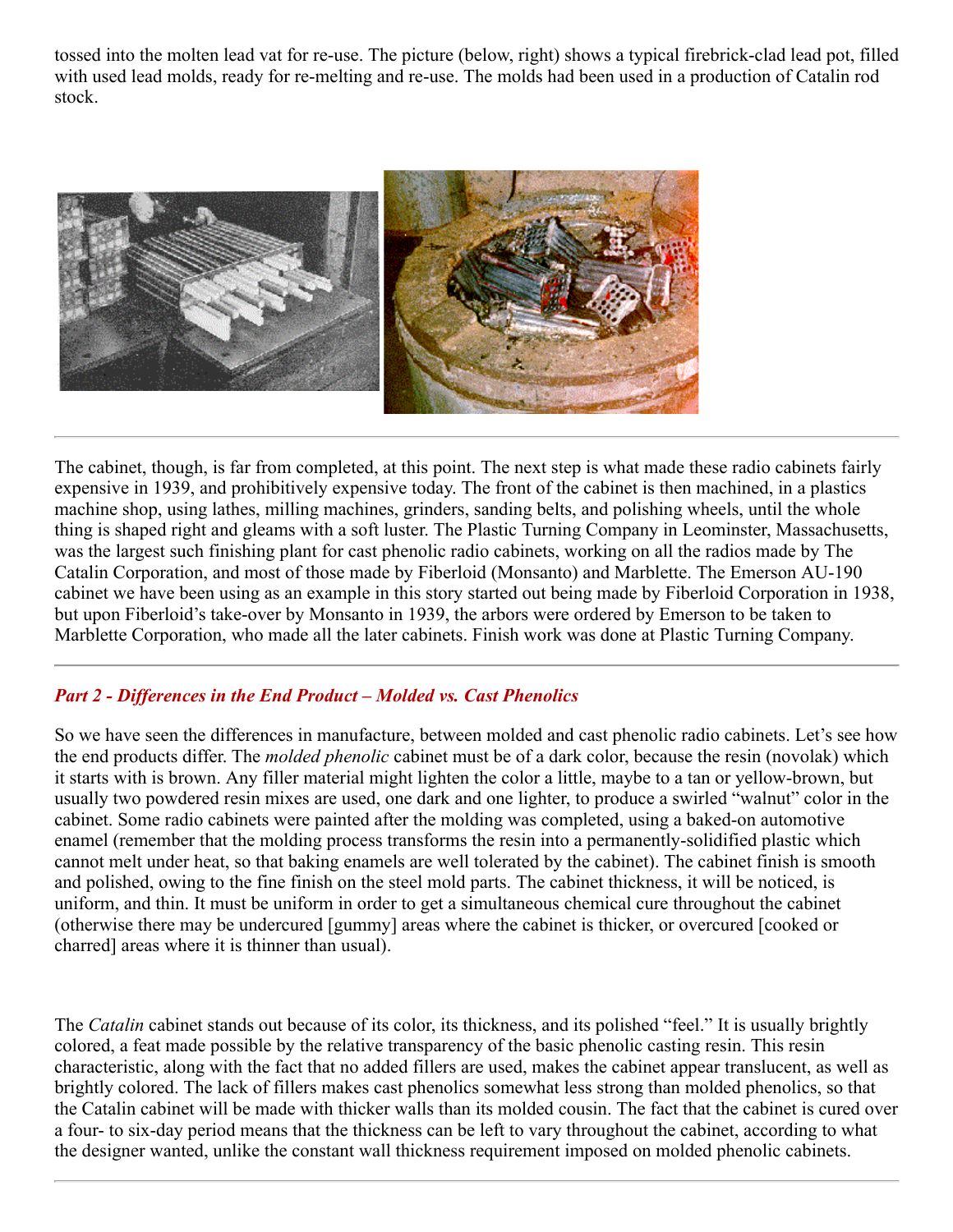tossed into the molten lead vat for re-use. The picture (below, right) shows a typical firebrick-clad lead pot, filled with used lead molds, ready for re-melting and re-use. The molds had been used in a production of Catalin rod stock.

---

The cabinet, though, is far from completed, at this point. The next step is what made these radio cabinets fairly expensive in 1939, and prohibitively expensive today. The front of the cabinet is then machined, in a plastics machine shop, using lathes, milling machines, grinders, sanding belts, and polishing wheels, until the whole thing is shaped right and gleams with a soft luster. The Plastic Turning Company in Leominster, Massachusetts, was the largest such finishing plant for cast phenolic radio cabinets, working on all the radios made by The Catalin Corporation, and most of those made by Fiberloid (Monsanto) and Marblette. The Emerson AU-190 cabinet we have been using as an example in this story started out being made by Fiberloid Corporation in 1938, but upon Fiberloid's take-over by Monsanto in 1939, the arbors were ordered by Emerson to be taken to Marblette Corporation, who made all the later cabinets. Finish work was done at Plastic Turning Company.

---

## *Part 2 - Differences in the End Product – Molded vs. Cast Phenolics*

So we have seen the differences in manufacture, between molded and cast phenolic radio cabinets. Let's see how the end products differ. The *molded phenolic* cabinet must be of a dark color, because the resin (novolak) which it starts with is brown. Any filler material might lighten the color a little, maybe to a tan or yellow-brown, but usually two powdered resin mixes are used, one dark and one lighter, to produce a swirled "walnut" color in the cabinet. Some radio cabinets were painted after the molding was completed, using a baked-on automotive enamel (remember that the molding process transforms the resin into a permanently-solidified plastic which cannot melt under heat, so that baking enamels are well tolerated by the cabinet). The cabinet finish is smooth and polished, owing to the fine finish on the steel mold parts. The cabinet thickness, it will be noticed, is uniform, and thin. It must be uniform in order to get a simultaneous chemical cure throughout the cabinet (otherwise there may be undercured [gummy] areas where the cabinet is thicker, or overcured [cooked or charred] areas where it is thinner than usual).

The *Catalin* cabinet stands out because of its color, its thickness, and its polished "feel." It is usually brightly colored, a feat made possible by the relative transparency of the basic phenolic casting resin. This resin characteristic, along with the fact that no added fillers are used, makes the cabinet appear translucent, as well as brightly colored. The lack of fillers makes cast phenolics somewhat less strong than molded phenolics, so that the Catalin cabinet will be made with thicker walls than its molded cousin. The fact that the cabinet is cured over a four- to six-day period means that the thickness can be left to vary throughout the cabinet, according to what the designer wanted, unlike the constant wall thickness requirement imposed on molded phenolic cabinets.

---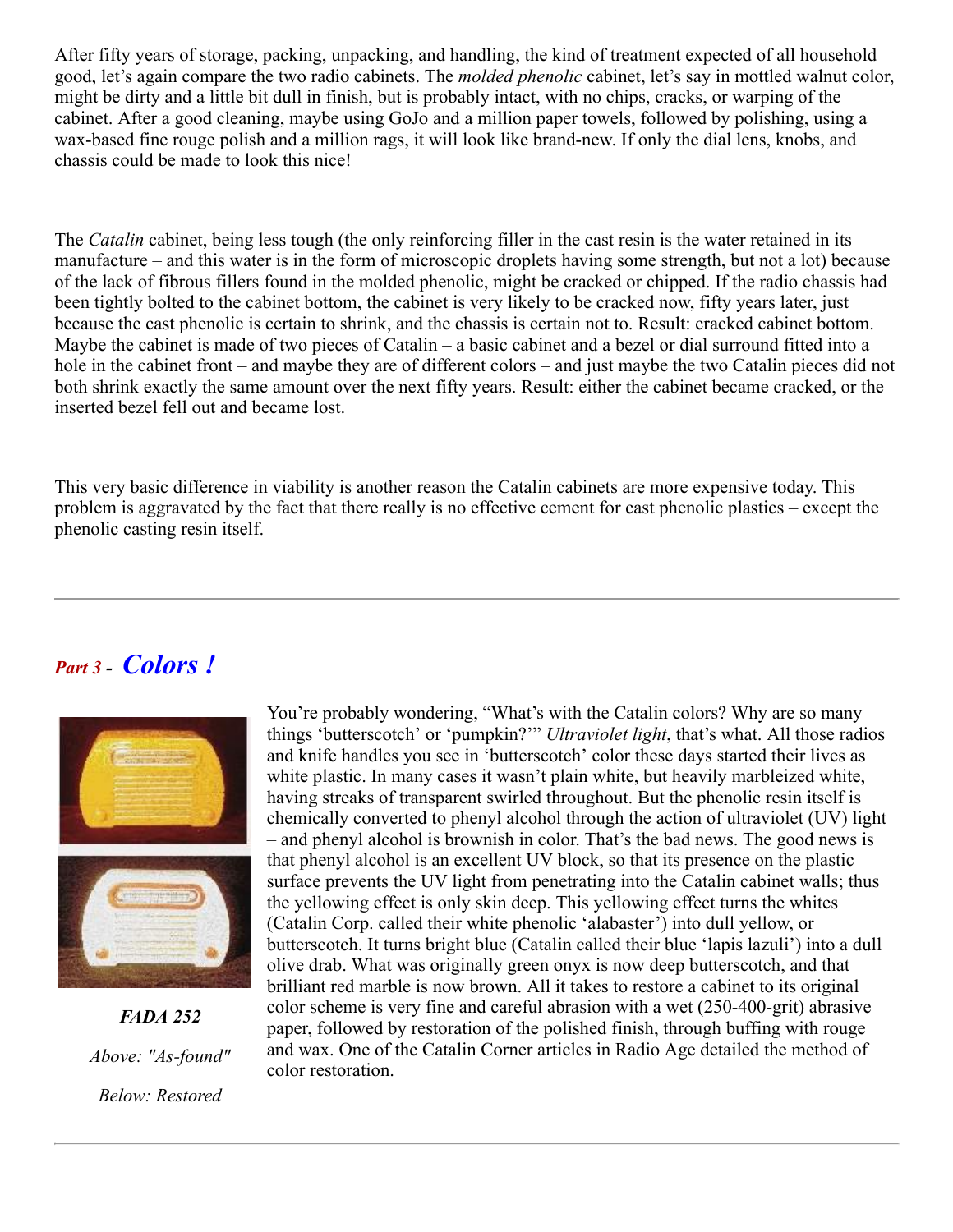After fifty years of storage, packing, unpacking, and handling, the kind of treatment expected of all household good, let's again compare the two radio cabinets. The *molded phenolic* cabinet, let's say in mottled walnut color, might be dirty and a little bit dull in finish, but is probably intact, with no chips, cracks, or warping of the cabinet. After a good cleaning, maybe using GoJo and a million paper towels, followed by polishing, using a wax-based fine rouge polish and a million rags, it will look like brand-new. If only the dial lens, knobs, and chassis could be made to look this nice!

The *Catalin* cabinet, being less tough (the only reinforcing filler in the cast resin is the water retained in its manufacture – and this water is in the form of microscopic droplets having some strength, but not a lot) because of the lack of fibrous fillers found in the molded phenolic, might be cracked or chipped. If the radio chassis had been tightly bolted to the cabinet bottom, the cabinet is very likely to be cracked now, fifty years later, just because the cast phenolic is certain to shrink, and the chassis is certain not to. Result: cracked cabinet bottom. Maybe the cabinet is made of two pieces of Catalin – a basic cabinet and a bezel or dial surround fitted into a hole in the cabinet front – and maybe they are of different colors – and just maybe the two Catalin pieces did not both shrink exactly the same amount over the next fifty years. Result: either the cabinet became cracked, or the inserted bezel fell out and became lost.

This very basic difference in viability is another reason the Catalin cabinets are more expensive today. This problem is aggravated by the fact that there really is no effective cement for cast phenolic plastics – except the phenolic casting resin itself.

---

## *Part 3 - Colors !*

***FADA 252***

*Above: "As-found"*

*Below: Restored*

You're probably wondering, "What's with the Catalin colors? Why are so many things 'butterscotch' or 'pumpkin?'" *Ultraviolet light*, that's what. All those radios and knife handles you see in 'butterscotch' color these days started their lives as white plastic. In many cases it wasn't plain white, but heavily marbleized white, having streaks of transparent swirled throughout. But the phenolic resin itself is chemically converted to phenyl alcohol through the action of ultraviolet (UV) light – and phenyl alcohol is brownish in color. That's the bad news. The good news is that phenyl alcohol is an excellent UV block, so that its presence on the plastic surface prevents the UV light from penetrating into the Catalin cabinet walls; thus the yellowing effect is only skin deep. This yellowing effect turns the whites (Catalin Corp. called their white phenolic 'alabaster') into dull yellow, or butterscotch. It turns bright blue (Catalin called their blue 'lapis lazuli') into a dull olive drab. What was originally green onyx is now deep butterscotch, and that brilliant red marble is now brown. All it takes to restore a cabinet to its original color scheme is very fine and careful abrasion with a wet (250-400-grit) abrasive paper, followed by restoration of the polished finish, through buffing with rouge and wax. One of the Catalin Corner articles in Radio Age detailed the method of color restoration.

---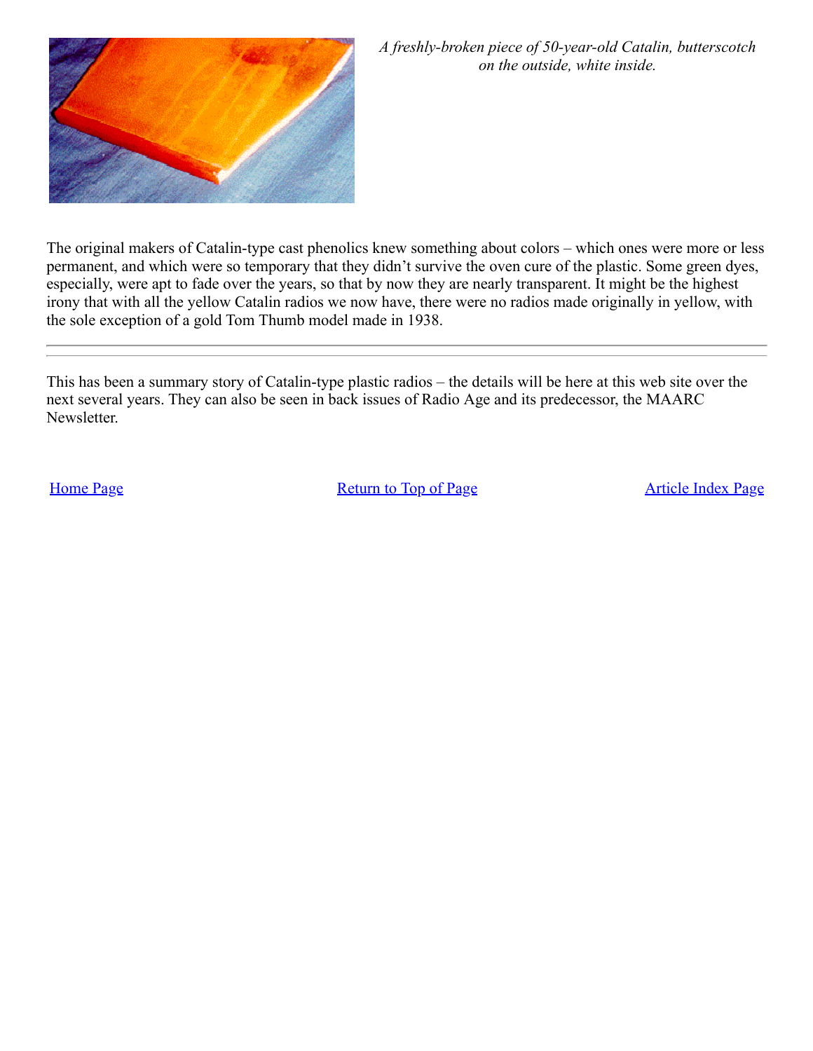*A freshly-broken piece of 50-year-old Catalin, butterscotch on the outside, white inside.*

The original makers of Catalin-type cast phenolics knew something about colors – which ones were more or less permanent, and which were so temporary that they didn't survive the oven cure of the plastic. Some green dyes, especially, were apt to fade over the years, so that by now they are nearly transparent. It might be the highest irony that with all the yellow Catalin radios we now have, there were no radios made originally in yellow, with the sole exception of a gold Tom Thumb model made in 1938.

---

This has been a summary story of Catalin-type plastic radios – the details will be here at this web site over the next several years. They can also be seen in back issues of Radio Age and its predecessor, the MAARC Newsletter.

Home Page | Return to Top of Page | Article Index Page